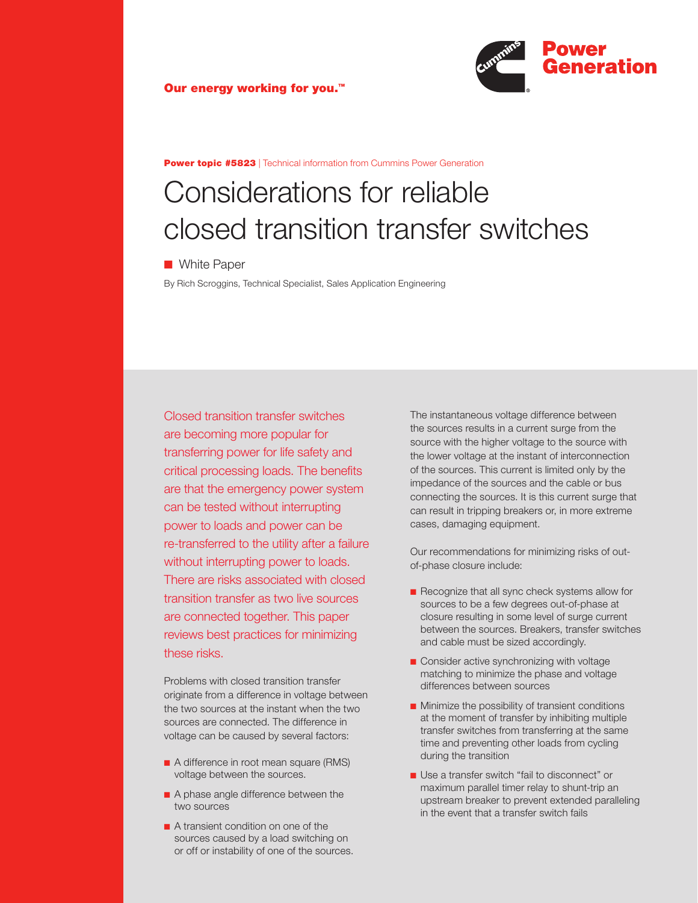Our energy working for you.™

Power Generation

**Power topic #5823** | Technical information from Cummins Power Generation

# Considerations for reliable closed transition transfer switches

■ White Paper

By Rich Scroggins, Technical Specialist, Sales Application Engineering

Closed transition transfer switches are becoming more popular for transferring power for life safety and critical processing loads. The benefits are that the emergency power system can be tested without interrupting power to loads and power can be re-transferred to the utility after a failure without interrupting power to loads. There are risks associated with closed transition transfer as two live sources are connected together. This paper reviews best practices for minimizing these risks.

Problems with closed transition transfer originate from a difference in voltage between the two sources at the instant when the two sources are connected. The difference in voltage can be caused by several factors:

- A difference in root mean square (RMS) voltage between the sources.
- A phase angle difference between the two sources
- A transient condition on one of the sources caused by a load switching on or off or instability of one of the sources.

The instantaneous voltage difference between the sources results in a current surge from the source with the higher voltage to the source with the lower voltage at the instant of interconnection of the sources. This current is limited only by the impedance of the sources and the cable or bus connecting the sources. It is this current surge that can result in tripping breakers or, in more extreme cases, damaging equipment.

Our recommendations for minimizing risks of out-of-phase closure include:

- Recognize that all sync check systems allow for sources to be a few degrees out-of-phase at closure resulting in some level of surge current between the sources. Breakers, transfer switches and cable must be sized accordingly.
- Consider active synchronizing with voltage matching to minimize the phase and voltage differences between sources
- Minimize the possibility of transient conditions at the moment of transfer by inhibiting multiple transfer switches from transferring at the same time and preventing other loads from cycling during the transition
- Use a transfer switch "fail to disconnect" or maximum parallel timer relay to shunt-trip an upstream breaker to prevent extended paralleling in the event that a transfer switch fails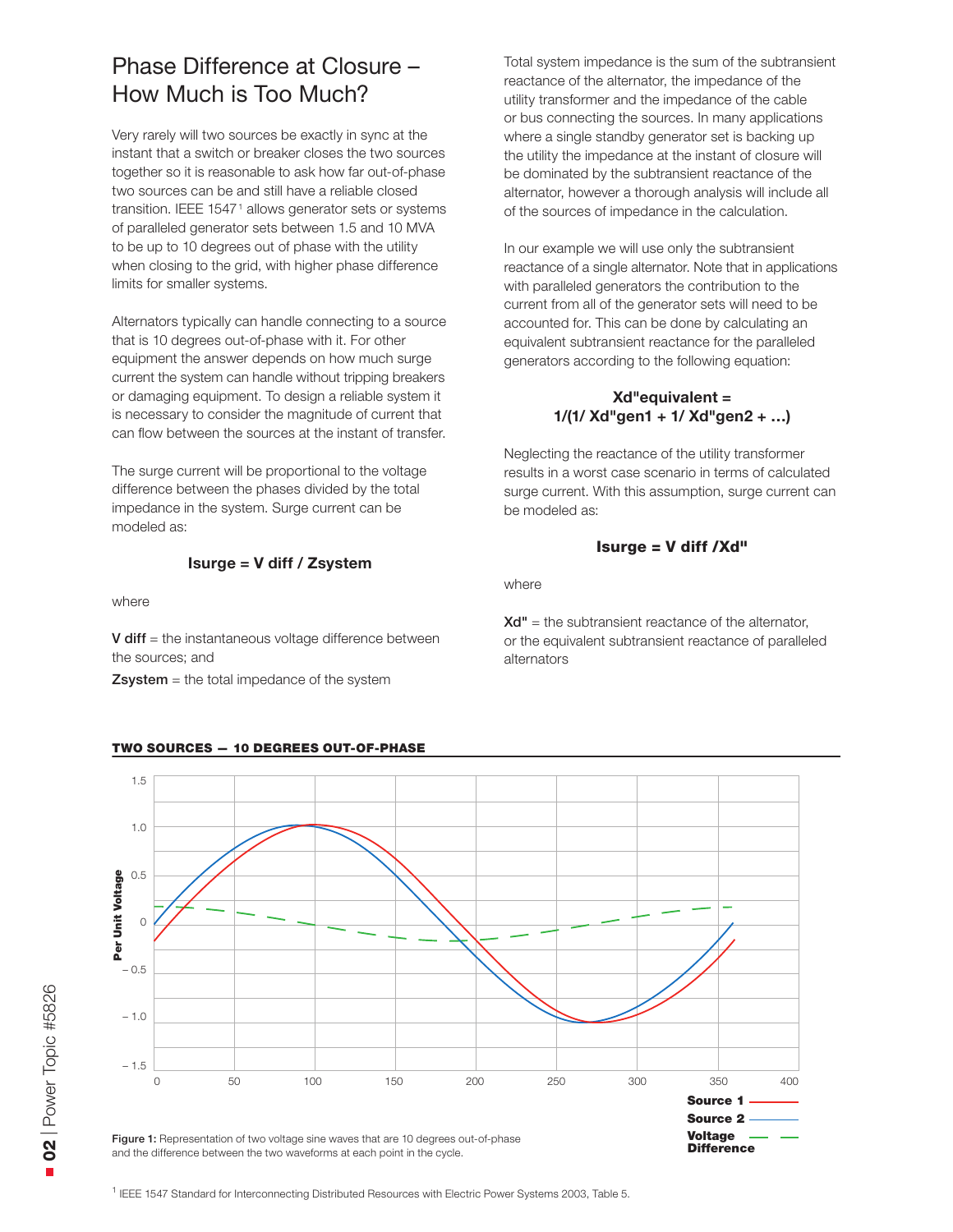# Phase Difference at Closure – How Much is Too Much?

Very rarely will two sources be exactly in sync at the instant that a switch or breaker closes the two sources together so it is reasonable to ask how far out-of-phase two sources can be and still have a reliable closed transition. IEEE 1547[1] allows generator sets or systems of paralleled generator sets between 1.5 and 10 MVA to be up to 10 degrees out of phase with the utility when closing to the grid, with higher phase difference limits for smaller systems.

Alternators typically can handle connecting to a source that is 10 degrees out-of-phase with it. For other equipment the answer depends on how much surge current the system can handle without tripping breakers or damaging equipment. To design a reliable system it is necessary to consider the magnitude of current that can flow between the sources at the instant of transfer.

The surge current will be proportional to the voltage difference between the phases divided by the total impedance in the system. Surge current can be modeled as:

**Isurge = V diff / Zsystem**

where

**V diff** = the instantaneous voltage difference between the sources; and

**Zsystem** = the total impedance of the system

Total system impedance is the sum of the subtransient reactance of the alternator, the impedance of the utility transformer and the impedance of the cable or bus connecting the sources. In many applications where a single standby generator set is backing up the utility the impedance at the instant of closure will be dominated by the subtransient reactance of the alternator, however a thorough analysis will include all of the sources of impedance in the calculation.

In our example we will use only the subtransient reactance of a single alternator. Note that in applications with paralleled generators the contribution to the current from all of the generator sets will need to be accounted for. This can be done by calculating an equivalent subtransient reactance for the paralleled generators according to the following equation:

**Xd"equivalent = 1/(1/ Xd"gen1 + 1/ Xd"gen2 + …)**

Neglecting the reactance of the utility transformer results in a worst case scenario in terms of calculated surge current. With this assumption, surge current can be modeled as:

**Isurge = V diff /Xd"**

where

**Xd"** = the subtransient reactance of the alternator, or the equivalent subtransient reactance of paralleled alternators

**TWO SOURCES — 10 DEGREES OUT-OF-PHASE**

Figure 1: Representation of two voltage sine waves that are 10 degrees out-of-phase and the difference between the two waveforms at each point in the cycle.

[1] IEEE 1547 Standard for Interconnecting Distributed Resources with Electric Power Systems 2003, Table 5.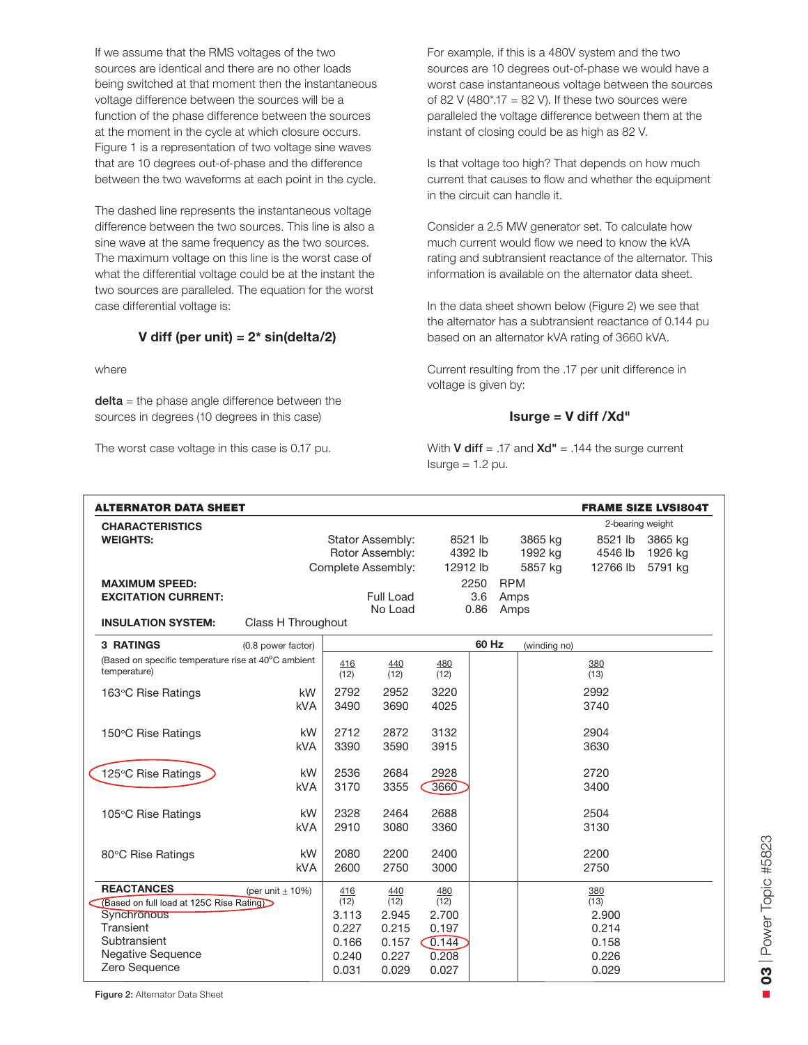If we assume that the RMS voltages of the two sources are identical and there are no other loads being switched at that moment then the instantaneous voltage difference between the sources will be a function of the phase difference between the sources at the moment in the cycle at which closure occurs. Figure 1 is a representation of two voltage sine waves that are 10 degrees out-of-phase and the difference between the two waveforms at each point in the cycle.

The dashed line represents the instantaneous voltage difference between the two sources. This line is also a sine wave at the same frequency as the two sources. The maximum voltage on this line is the worst case of what the differential voltage could be at the instant the two sources are paralleled. The equation for the worst case differential voltage is:

**V diff (per unit) = 2* sin(delta/2)**

where

**delta** = the phase angle difference between the sources in degrees (10 degrees in this case)

The worst case voltage in this case is 0.17 pu.

For example, if this is a 480V system and the two sources are 10 degrees out-of-phase we would have a worst case instantaneous voltage between the sources of 82 V (480*.17 = 82 V). If these two sources were paralleled the voltage difference between them at the instant of closing could be as high as 82 V.

Is that voltage too high? That depends on how much current that causes to flow and whether the equipment in the circuit can handle it.

Consider a 2.5 MW generator set. To calculate how much current would flow we need to know the kVA rating and subtransient reactance of the alternator. This information is available on the alternator data sheet.

In the data sheet shown below (Figure 2) we see that the alternator has a subtransient reactance of 0.144 pu based on an alternator kVA rating of 3660 kVA.

Current resulting from the .17 per unit difference in voltage is given by:

**Isurge = V diff /Xd"**

With **V diff** = .17 and **Xd"** = .144 the surge current Isurge = 1.2 pu.

**ALTERNATOR DATA SHEET** — **FRAME SIZE LVSI804T**

**CHARACTERISTICS**

| | | | | 2-bearing weight | |
|---|---|---|---|---|---|
| **WEIGHTS:** | Stator Assembly: | 8521 lb | 3865 kg | 8521 lb | 3865 kg |
| | Rotor Assembly: | 4392 lb | 1992 kg | 4546 lb | 1926 kg |
| | Complete Assembly: | 12912 lb | 5857 kg | 12766 lb | 5791 kg |
| **MAXIMUM SPEED:** | | 2250 | RPM | | |
| **EXCITATION CURRENT:** | Full Load | 3.6 | Amps | | |
| | No Load | 0.86 | Amps | | |
| **INSULATION SYSTEM:** | Class H Throughout | | | | |

| **3 RATINGS** (0.8 power factor) (Based on specific temperature rise at 40°C ambient temperature) | | 416 (12) | 440 (12) | 480 (12) | 60 Hz (winding no) | 380 (13) |
|---|---|---|---|---|---|---|
| 163°C Rise Ratings | kW | 2792 | 2952 | 3220 | | 2992 |
| | kVA | 3490 | 3690 | 4025 | | 3740 |
| 150°C Rise Ratings | kW | 2712 | 2872 | 3132 | | 2904 |
| | kVA | 3390 | 3590 | 3915 | | 3630 |
| 125°C Rise Ratings | kW | 2536 | 2684 | 2928 | | 2720 |
| | kVA | 3170 | 3355 | 3660 | | 3400 |
| 105°C Rise Ratings | kW | 2328 | 2464 | 2688 | | 2504 |
| | kVA | 2910 | 3080 | 3360 | | 3130 |
| 80°C Rise Ratings | kW | 2080 | 2200 | 2400 | | 2200 |
| | kVA | 2600 | 2750 | 3000 | | 2750 |

| **REACTANCES** (per unit ± 10%) (Based on full load at 125C Rise Rating) | 416 (12) | 440 (12) | 480 (12) | | 380 (13) |
|---|---|---|---|---|---|
| Synchronous | 3.113 | 2.945 | 2.700 | | 2.900 |
| Transient | 0.227 | 0.215 | 0.197 | | 0.214 |
| Subtransient | 0.166 | 0.157 | 0.144 | | 0.158 |
| Negative Sequence | 0.240 | 0.227 | 0.208 | | 0.226 |
| Zero Sequence | 0.031 | 0.029 | 0.027 | | 0.029 |

**Figure 2:** Alternator Data Sheet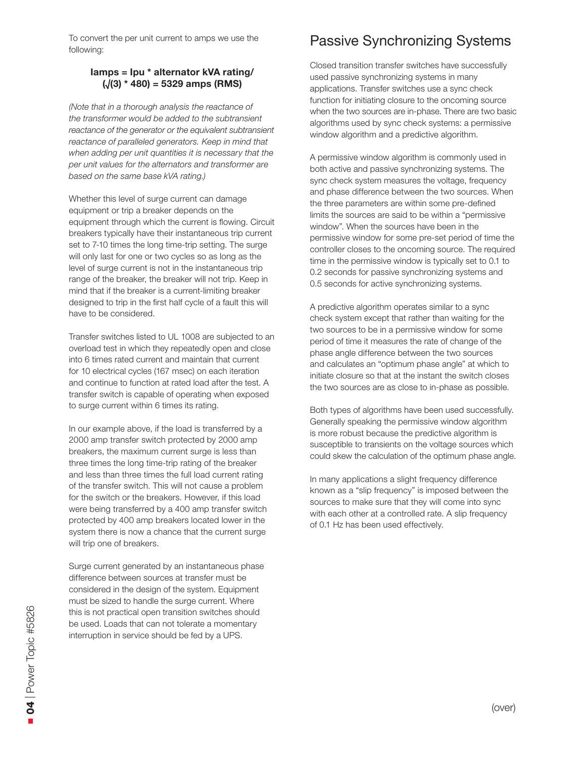To convert the per unit current to amps we use the following:

$$I_{amps} = I_{pu} * \text{alternator kVA rating} / (\sqrt{3} * 480) = 5329 \text{ amps (RMS)}$$

*(Note that in a thorough analysis the reactance of the transformer would be added to the subtransient reactance of the generator or the equivalent subtransient reactance of paralleled generators. Keep in mind that when adding per unit quantities it is necessary that the per unit values for the alternators and transformer are based on the same base kVA rating.)*

Whether this level of surge current can damage equipment or trip a breaker depends on the equipment through which the current is flowing. Circuit breakers typically have their instantaneous trip current set to 7-10 times the long time-trip setting. The surge will only last for one or two cycles so as long as the level of surge current is not in the instantaneous trip range of the breaker, the breaker will not trip. Keep in mind that if the breaker is a current-limiting breaker designed to trip in the first half cycle of a fault this will have to be considered.

Transfer switches listed to UL 1008 are subjected to an overload test in which they repeatedly open and close into 6 times rated current and maintain that current for 10 electrical cycles (167 msec) on each iteration and continue to function at rated load after the test. A transfer switch is capable of operating when exposed to surge current within 6 times its rating.

In our example above, if the load is transferred by a 2000 amp transfer switch protected by 2000 amp breakers, the maximum current surge is less than three times the long time-trip rating of the breaker and less than three times the full load current rating of the transfer switch. This will not cause a problem for the switch or the breakers. However, if this load were being transferred by a 400 amp transfer switch protected by 400 amp breakers located lower in the system there is now a chance that the current surge will trip one of breakers.

Surge current generated by an instantaneous phase difference between sources at transfer must be considered in the design of the system. Equipment must be sized to handle the surge current. Where this is not practical open transition switches should be used. Loads that can not tolerate a momentary interruption in service should be fed by a UPS.

## Passive Synchronizing Systems

Closed transition transfer switches have successfully used passive synchronizing systems in many applications. Transfer switches use a sync check function for initiating closure to the oncoming source when the two sources are in-phase. There are two basic algorithms used by sync check systems: a permissive window algorithm and a predictive algorithm.

A permissive window algorithm is commonly used in both active and passive synchronizing systems. The sync check system measures the voltage, frequency and phase difference between the two sources. When the three parameters are within some pre-defined limits the sources are said to be within a "permissive window". When the sources have been in the permissive window for some pre-set period of time the controller closes to the oncoming source. The required time in the permissive window is typically set to 0.1 to 0.2 seconds for passive synchronizing systems and 0.5 seconds for active synchronizing systems.

A predictive algorithm operates similar to a sync check system except that rather than waiting for the two sources to be in a permissive window for some period of time it measures the rate of change of the phase angle difference between the two sources and calculates an "optimum phase angle" at which to initiate closure so that at the instant the switch closes the two sources are as close to in-phase as possible.

Both types of algorithms have been used successfully. Generally speaking the permissive window algorithm is more robust because the predictive algorithm is susceptible to transients on the voltage sources which could skew the calculation of the optimum phase angle.

In many applications a slight frequency difference known as a "slip frequency" is imposed between the sources to make sure that they will come into sync with each other at a controlled rate. A slip frequency of 0.1 Hz has been used effectively.

(over)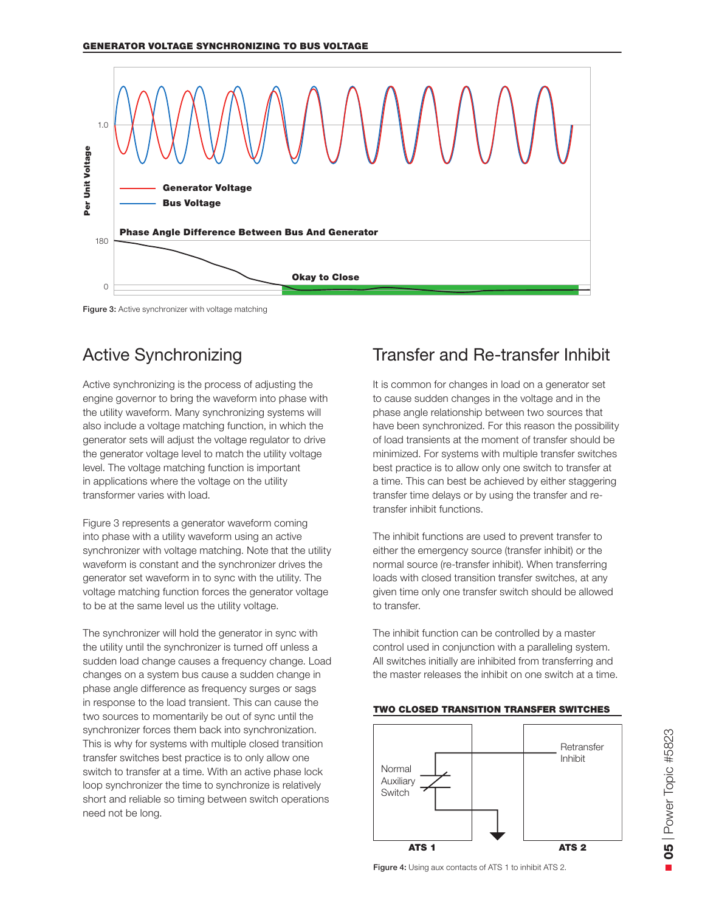**GENERATOR VOLTAGE SYNCHRONIZING TO BUS VOLTAGE**

Figure 3: Active synchronizer with voltage matching

## Active Synchronizing

Active synchronizing is the process of adjusting the engine governor to bring the waveform into phase with the utility waveform. Many synchronizing systems will also include a voltage matching function, in which the generator sets will adjust the voltage regulator to drive the generator voltage level to match the utility voltage level. The voltage matching function is important in applications where the voltage on the utility transformer varies with load.

Figure 3 represents a generator waveform coming into phase with a utility waveform using an active synchronizer with voltage matching. Note that the utility waveform is constant and the synchronizer drives the generator set waveform in to sync with the utility. The voltage matching function forces the generator voltage to be at the same level us the utility voltage.

The synchronizer will hold the generator in sync with the utility until the synchronizer is turned off unless a sudden load change causes a frequency change. Load changes on a system bus cause a sudden change in phase angle difference as frequency surges or sags in response to the load transient. This can cause the two sources to momentarily be out of sync until the synchronizer forces them back into synchronization. This is why for systems with multiple closed transition transfer switches best practice is to only allow one switch to transfer at a time. With an active phase lock loop synchronizer the time to synchronize is relatively short and reliable so timing between switch operations need not be long.

## Transfer and Re-transfer Inhibit

It is common for changes in load on a generator set to cause sudden changes in the voltage and in the phase angle relationship between two sources that have been synchronized. For this reason the possibility of load transients at the moment of transfer should be minimized. For systems with multiple transfer switches best practice is to allow only one switch to transfer at a time. This can best be achieved by either staggering transfer time delays or by using the transfer and re-transfer inhibit functions.

The inhibit functions are used to prevent transfer to either the emergency source (transfer inhibit) or the normal source (re-transfer inhibit). When transferring loads with closed transition transfer switches, at any given time only one transfer switch should be allowed to transfer.

The inhibit function can be controlled by a master control used in conjunction with a paralleling system. All switches initially are inhibited from transferring and the master releases the inhibit on one switch at a time.

**TWO CLOSED TRANSITION TRANSFER SWITCHES**

Figure 4: Using aux contacts of ATS 1 to inhibit ATS 2.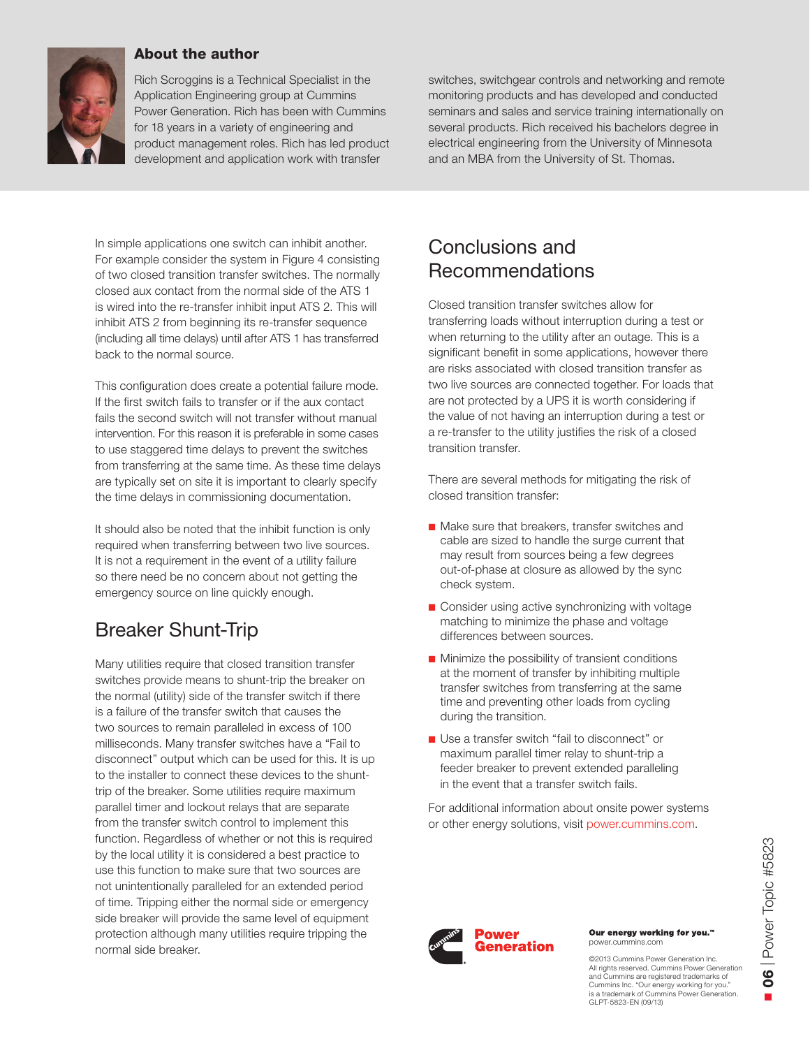## About the author

Rich Scroggins is a Technical Specialist in the Application Engineering group at Cummins Power Generation. Rich has been with Cummins for 18 years in a variety of engineering and product management roles. Rich has led product development and application work with transfer switches, switchgear controls and networking and remote monitoring products and has developed and conducted seminars and sales and service training internationally on several products. Rich received his bachelors degree in electrical engineering from the University of Minnesota and an MBA from the University of St. Thomas.

In simple applications one switch can inhibit another. For example consider the system in Figure 4 consisting of two closed transition transfer switches. The normally closed aux contact from the normal side of the ATS 1 is wired into the re-transfer inhibit input ATS 2. This will inhibit ATS 2 from beginning its re-transfer sequence (including all time delays) until after ATS 1 has transferred back to the normal source.

This configuration does create a potential failure mode. If the first switch fails to transfer or if the aux contact fails the second switch will not transfer without manual intervention. For this reason it is preferable in some cases to use staggered time delays to prevent the switches from transferring at the same time. As these time delays are typically set on site it is important to clearly specify the time delays in commissioning documentation.

It should also be noted that the inhibit function is only required when transferring between two live sources. It is not a requirement in the event of a utility failure so there need be no concern about not getting the emergency source on line quickly enough.

## Breaker Shunt-Trip

Many utilities require that closed transition transfer switches provide means to shunt-trip the breaker on the normal (utility) side of the transfer switch if there is a failure of the transfer switch that causes the two sources to remain paralleled in excess of 100 milliseconds. Many transfer switches have a "Fail to disconnect" output which can be used for this. It is up to the installer to connect these devices to the shunt-trip of the breaker. Some utilities require maximum parallel timer and lockout relays that are separate from the transfer switch control to implement this function. Regardless of whether or not this is required by the local utility it is considered a best practice to use this function to make sure that two sources are not unintentionally paralleled for an extended period of time. Tripping either the normal side or emergency side breaker will provide the same level of equipment protection although many utilities require tripping the normal side breaker.

## Conclusions and Recommendations

Closed transition transfer switches allow for transferring loads without interruption during a test or when returning to the utility after an outage. This is a significant benefit in some applications, however there are risks associated with closed transition transfer as two live sources are connected together. For loads that are not protected by a UPS it is worth considering if the value of not having an interruption during a test or a re-transfer to the utility justifies the risk of a closed transition transfer.

There are several methods for mitigating the risk of closed transition transfer:

- Make sure that breakers, transfer switches and cable are sized to handle the surge current that may result from sources being a few degrees out-of-phase at closure as allowed by the sync check system.
- Consider using active synchronizing with voltage matching to minimize the phase and voltage differences between sources.
- Minimize the possibility of transient conditions at the moment of transfer by inhibiting multiple transfer switches from transferring at the same time and preventing other loads from cycling during the transition.
- Use a transfer switch "fail to disconnect" or maximum parallel timer relay to shunt-trip a feeder breaker to prevent extended paralleling in the event that a transfer switch fails.

For additional information about onsite power systems or other energy solutions, visit power.cummins.com.

Power Generation

**Our energy working for you.™**
power.cummins.com

©2013 Cummins Power Generation Inc. All rights reserved. Cummins Power Generation and Cummins are registered trademarks of Cummins Inc. "Our energy working for you." is a trademark of Cummins Power Generation. GLPT-5823-EN (09/13)